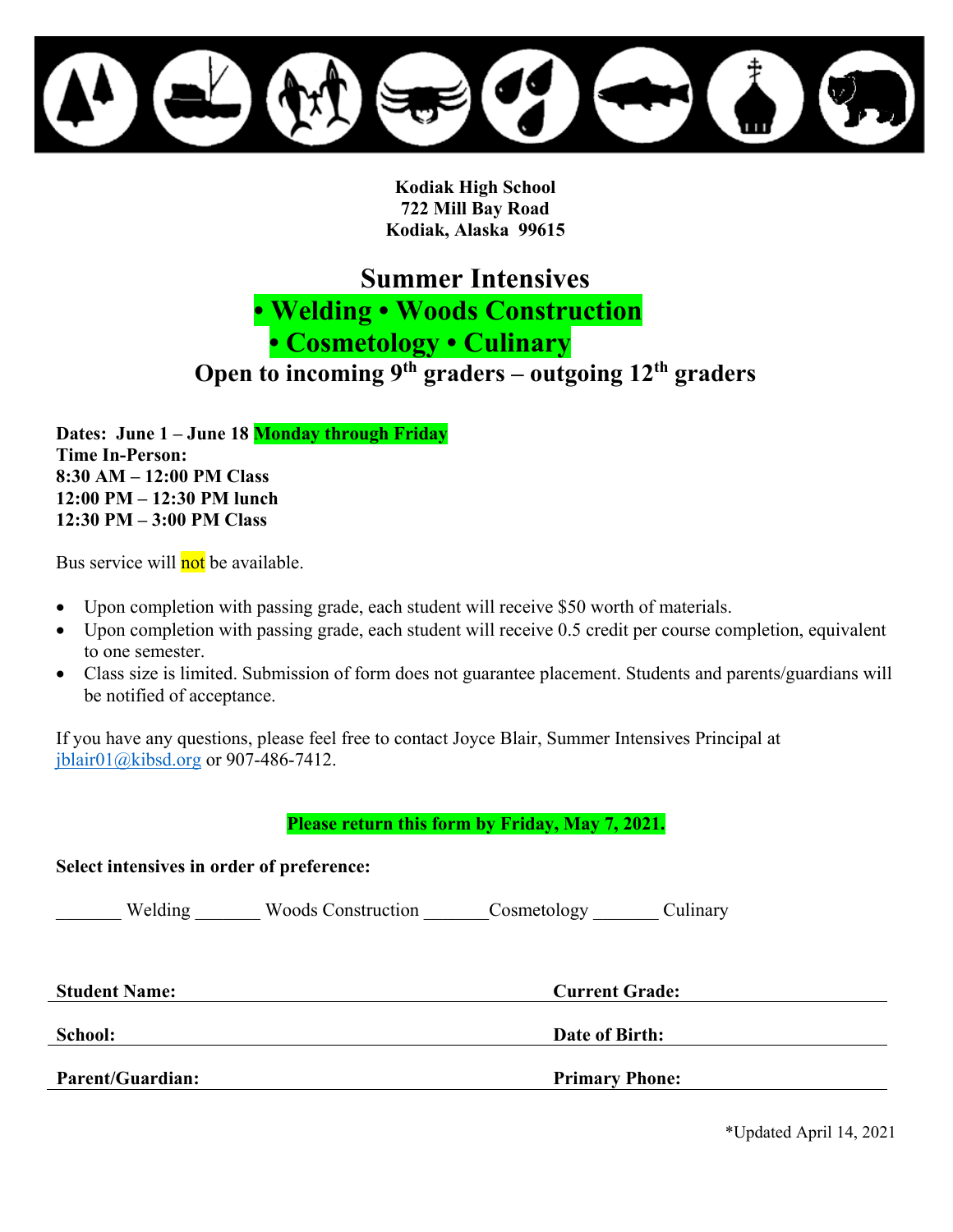**Kodiak High School**
**722 Mill Bay Road**
**Kodiak, Alaska 99615**

# Summer Intensives

## • Welding • Woods Construction • Cosmetology • Culinary

## Open to incoming 9th graders – outgoing 12th graders

**Dates: June 1 – June 18 Monday through Friday**
**Time In-Person:**
**8:30 AM – 12:00 PM Class**
**12:00 PM – 12:30 PM lunch**
**12:30 PM – 3:00 PM Class**

Bus service will not be available.

- Upon completion with passing grade, each student will receive $50 worth of materials.
- Upon completion with passing grade, each student will receive 0.5 credit per course completion, equivalent to one semester.
- Class size is limited. Submission of form does not guarantee placement. Students and parents/guardians will be notified of acceptance.

If you have any questions, please feel free to contact Joyce Blair, Summer Intensives Principal at jblair01@kibsd.org or 907-486-7412.

**Please return this form by Friday, May 7, 2021.**

**Select intensives in order of preference:**

_______ Welding _______ Woods Construction _______Cosmetology _______ Culinary

**Student Name:** ______________________ **Current Grade:** ______________________

**School:** ______________________ **Date of Birth:** ______________________

**Parent/Guardian:** ______________________ **Primary Phone:** ______________________

*Updated April 14, 2021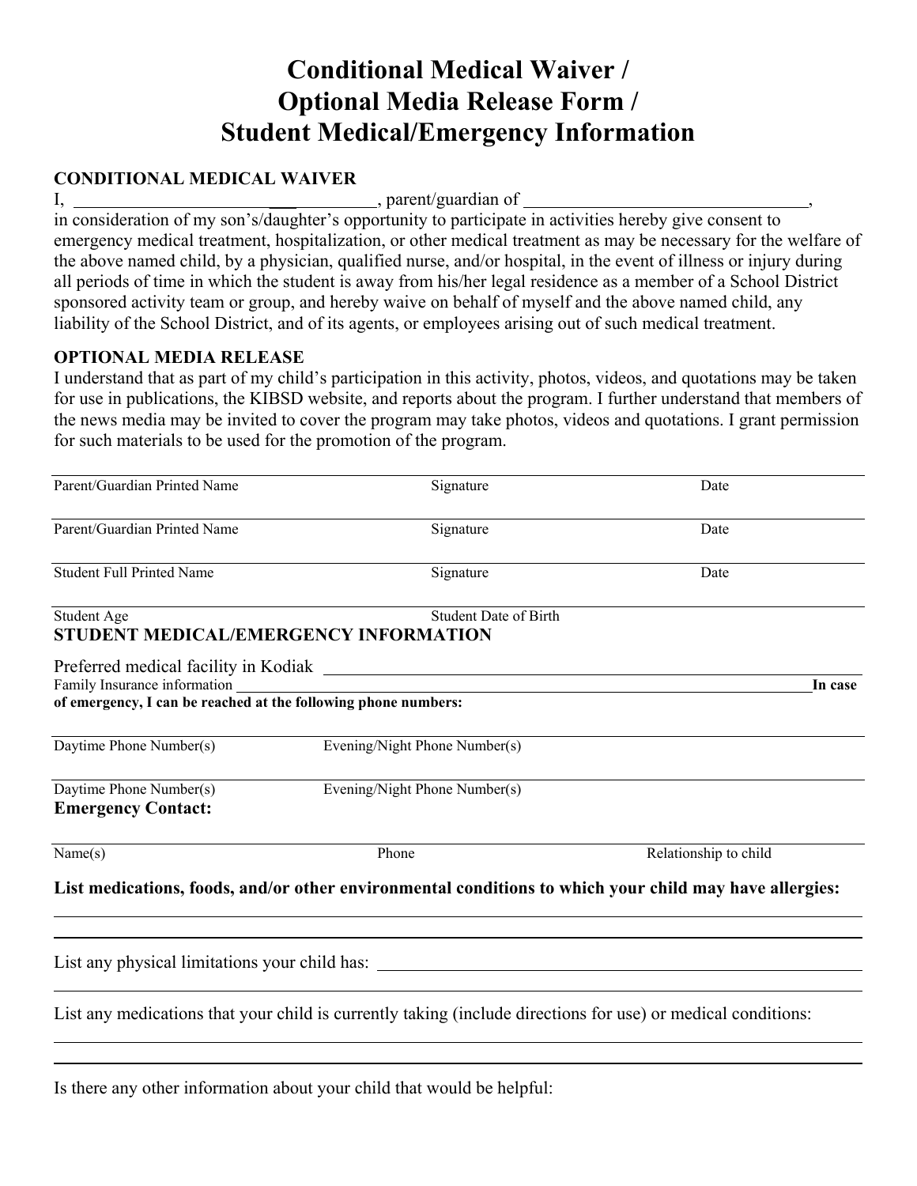# Conditional Medical Waiver / Optional Media Release Form / Student Medical/Emergency Information

## CONDITIONAL MEDICAL WAIVER

I, ______________________________, parent/guardian of ________________________________, in consideration of my son's/daughter's opportunity to participate in activities hereby give consent to emergency medical treatment, hospitalization, or other medical treatment as may be necessary for the welfare of the above named child, by a physician, qualified nurse, and/or hospital, in the event of illness or injury during all periods of time in which the student is away from his/her legal residence as a member of a School District sponsored activity team or group, and hereby waive on behalf of myself and the above named child, any liability of the School District, and of its agents, or employees arising out of such medical treatment.

## OPTIONAL MEDIA RELEASE

I understand that as part of my child's participation in this activity, photos, videos, and quotations may be taken for use in publications, the KIBSD website, and reports about the program. I further understand that members of the news media may be invited to cover the program may take photos, videos and quotations. I grant permission for such materials to be used for the promotion of the program.

| | | |
|---|---|---|
| Parent/Guardian Printed Name | Signature | Date |
| Parent/Guardian Printed Name | Signature | Date |
| Student Full Printed Name | Signature | Date |
| Student Age | Student Date of Birth | |

## STUDENT MEDICAL/EMERGENCY INFORMATION

Preferred medical facility in Kodiak ________________________________

Family Insurance information ________________________________

**In case of emergency, I can be reached at the following phone numbers:**

| | |
|---|---|
| Daytime Phone Number(s) | Evening/Night Phone Number(s) |
| Daytime Phone Number(s) | Evening/Night Phone Number(s) |

**Emergency Contact:**

| | | |
|---|---|---|
| Name(s) | Phone | Relationship to child |

**List medications, foods, and/or other environmental conditions to which your child may have allergies:**

________________________________

________________________________

List any physical limitations your child has: ________________________________

________________________________

List any medications that your child is currently taking (include directions for use) or medical conditions:

________________________________

________________________________

Is there any other information about your child that would be helpful: